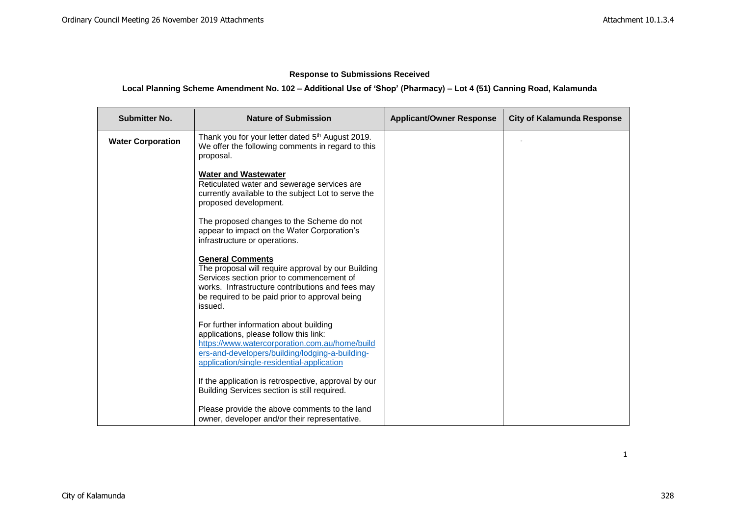**Response to Submissions Received**

**Local Planning Scheme Amendment No. 102 – Additional Use of 'Shop' (Pharmacy) – Lot 4 (51) Canning Road, Kalamunda**

| Submitter No. | Nature of Submission | Applicant/Owner Response | City of Kalamunda Response |
|---|---|---|---|
| **Water Corporation** | Thank you for your letter dated 5th August 2019. We offer the following comments in regard to this proposal.<br><br>**Water and Wastewater**<br>Reticulated water and sewerage services are currently available to the subject Lot to serve the proposed development.<br><br>The proposed changes to the Scheme do not appear to impact on the Water Corporation's infrastructure or operations.<br><br>**General Comments**<br>The proposal will require approval by our Building Services section prior to commencement of works. Infrastructure contributions and fees may be required to be paid prior to approval being issued.<br><br>For further information about building applications, please follow this link: https://www.watercorporation.com.au/home/builders-and-developers/building/lodging-a-building-application/single-residential-application<br><br>If the application is retrospective, approval by our Building Services section is still required.<br><br>Please provide the above comments to the land owner, developer and/or their representative. | | - |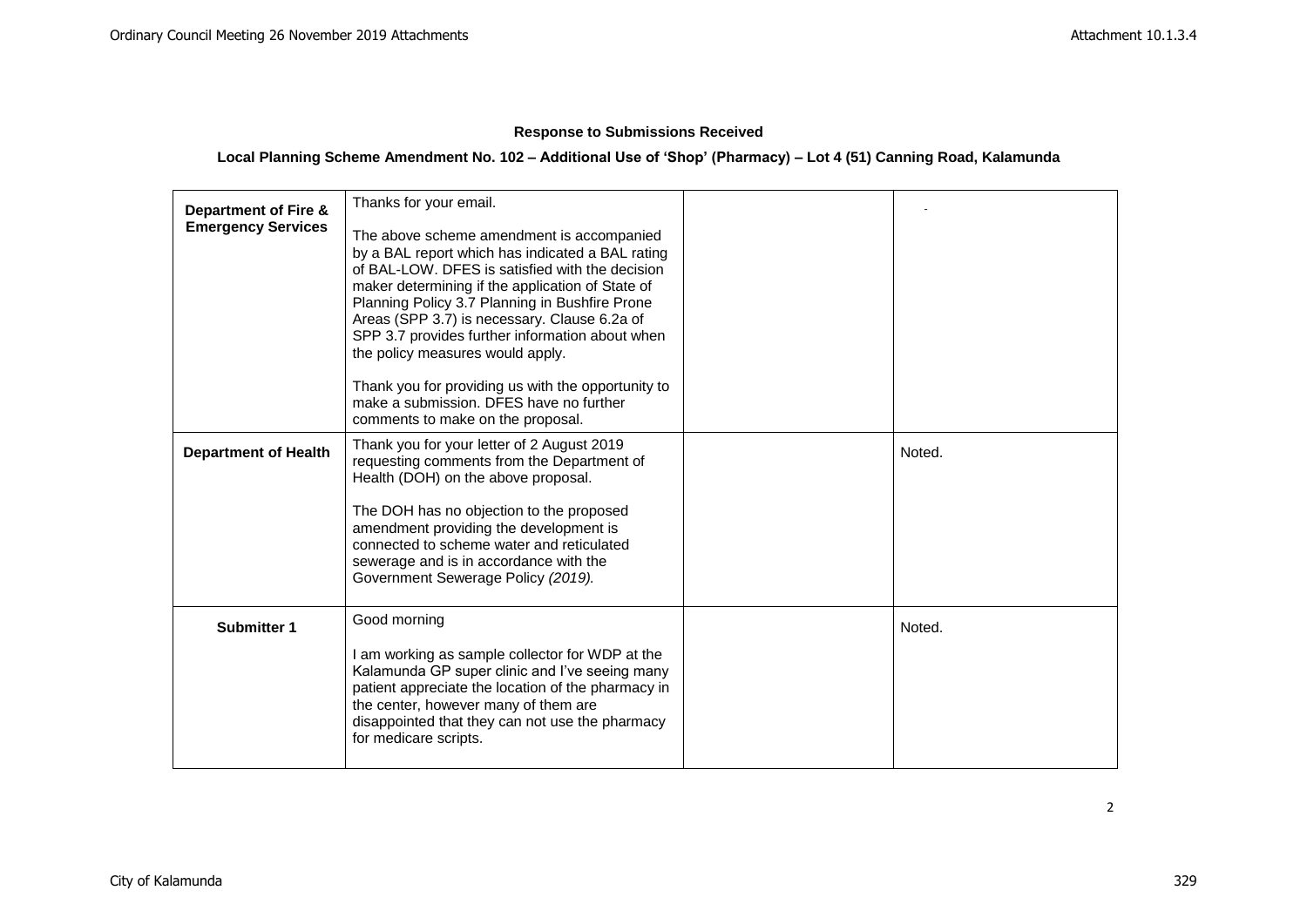**Response to Submissions Received**

**Local Planning Scheme Amendment No. 102 – Additional Use of 'Shop' (Pharmacy) – Lot 4 (51) Canning Road, Kalamunda**

| | | | |
|---|---|---|---|
| **Department of Fire & Emergency Services** | Thanks for your email.<br><br>The above scheme amendment is accompanied by a BAL report which has indicated a BAL rating of BAL-LOW. DFES is satisfied with the decision maker determining if the application of State of Planning Policy 3.7 Planning in Bushfire Prone Areas (SPP 3.7) is necessary. Clause 6.2a of SPP 3.7 provides further information about when the policy measures would apply.<br><br>Thank you for providing us with the opportunity to make a submission. DFES have no further comments to make on the proposal. | | - |
| **Department of Health** | Thank you for your letter of 2 August 2019 requesting comments from the Department of Health (DOH) on the above proposal.<br><br>The DOH has no objection to the proposed amendment providing the development is connected to scheme water and reticulated sewerage and is in accordance with the Government Sewerage Policy *(2019).* | | Noted. |
| **Submitter 1** | Good morning<br><br>I am working as sample collector for WDP at the Kalamunda GP super clinic and I've seeing many patient appreciate the location of the pharmacy in the center, however many of them are disappointed that they can not use the pharmacy for medicare scripts. | | Noted. |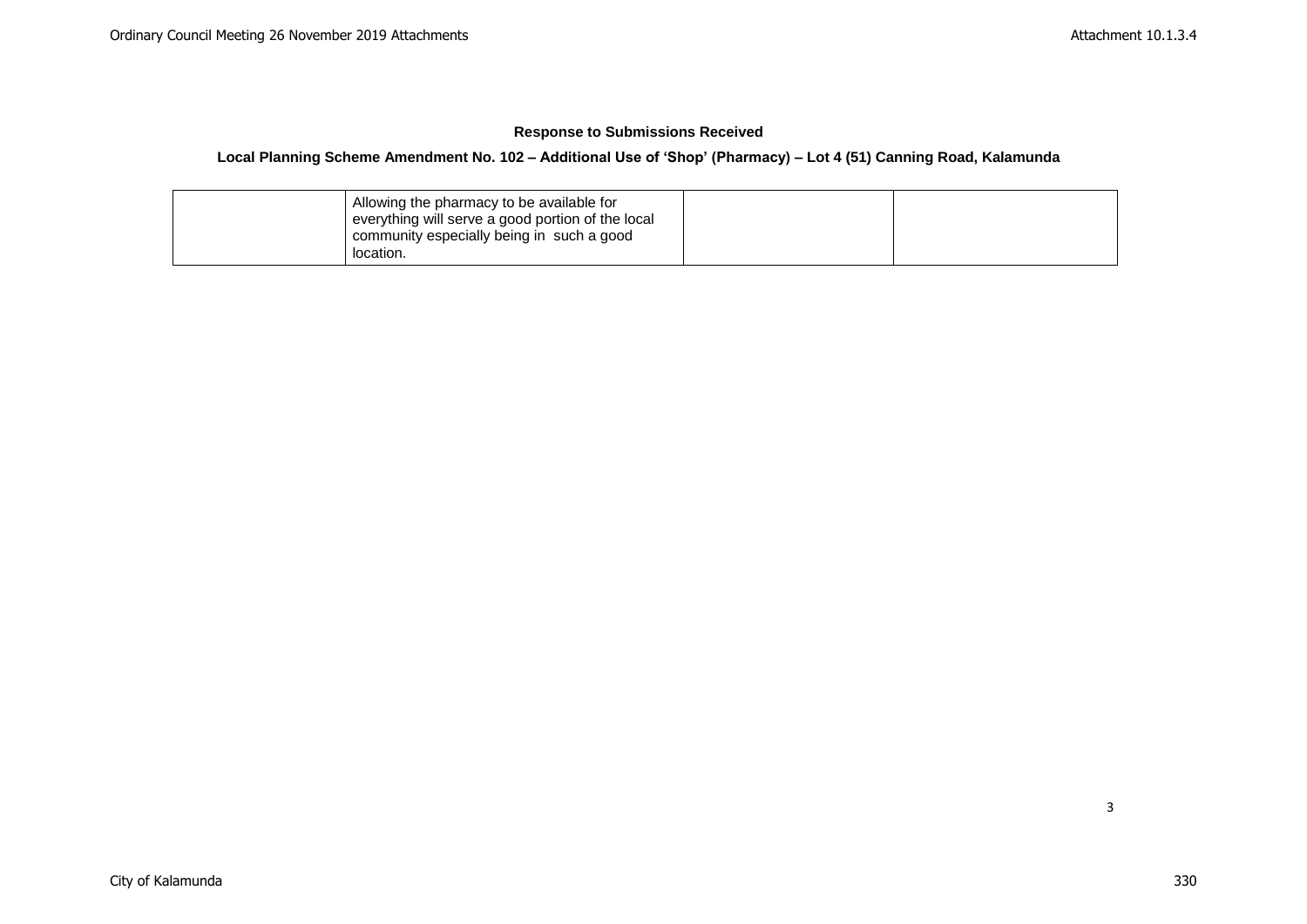**Response to Submissions Received**

**Local Planning Scheme Amendment No. 102 – Additional Use of 'Shop' (Pharmacy) – Lot 4 (51) Canning Road, Kalamunda**

| | | | |
|---|---|---|---|
| | Allowing the pharmacy to be available for everything will serve a good portion of the local community especially being in such a good location. | | |